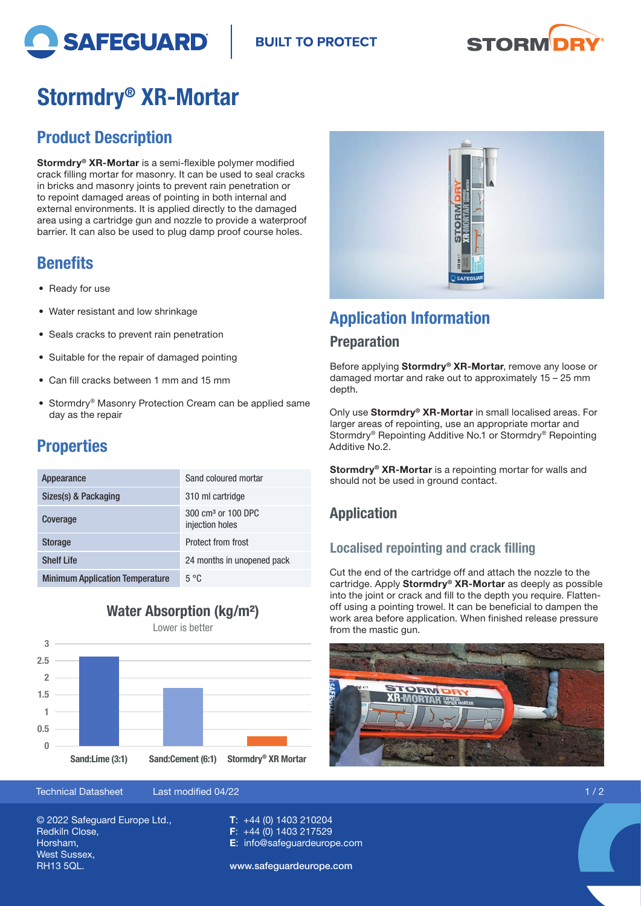# Stormdry® XR-Mortar

## Product Description

**Stormdry® XR-Mortar** is a semi-flexible polymer modified crack filling mortar for masonry. It can be used to seal cracks in bricks and masonry joints to prevent rain penetration or to repoint damaged areas of pointing in both internal and external environments. It is applied directly to the damaged area using a cartridge gun and nozzle to provide a waterproof barrier. It can also be used to plug damp proof course holes.

## Benefits

- Ready for use
- Water resistant and low shrinkage
- Seals cracks to prevent rain penetration
- Suitable for the repair of damaged pointing
- Can fill cracks between 1 mm and 15 mm
- Stormdry® Masonry Protection Cream can be applied same day as the repair

## Properties

| | |
|---|---|
| Appearance | Sand coloured mortar |
| Sizes(s) & Packaging | 310 ml cartridge |
| Coverage | 300 cm³ or 100 DPC injection holes |
| Storage | Protect from frost |
| Shelf Life | 24 months in unopened pack |
| Minimum Application Temperature | 5 °C |

### Water Absorption (kg/m²)

Lower is better

| Material | Water Absorption (kg/m²) |
|---|---|
| Sand:Lime (3:1) | ~2.6 |
| Sand:Cement (6:1) | ~1.7 |
| Stormdry® XR Mortar | ~0.3 |

## Application Information

### Preparation

Before applying **Stormdry® XR-Mortar**, remove any loose or damaged mortar and rake out to approximately 15 – 25 mm depth.

Only use **Stormdry® XR-Mortar** in small localised areas. For larger areas of repointing, use an appropriate mortar and Stormdry® Repointing Additive No.1 or Stormdry® Repointing Additive No.2.

**Stormdry® XR-Mortar** is a repointing mortar for walls and should not be used in ground contact.

### Application

#### Localised repointing and crack filling

Cut the end of the cartridge off and attach the nozzle to the cartridge. Apply **Stormdry® XR-Mortar** as deeply as possible into the joint or crack and fill to the depth you require. Flatten-off using a pointing trowel. It can be beneficial to dampen the work area before application. When finished release pressure from the mastic gun.

Technical Datasheet Last modified 04/22

© 2022 Safeguard Europe Ltd., Redkiln Close, Horsham, West Sussex, RH13 5QL.

**T**: +44 (0) 1403 210204
**F**: +44 (0) 1403 217529
**E**: info@safeguardeurope.com

www.safeguardeurope.com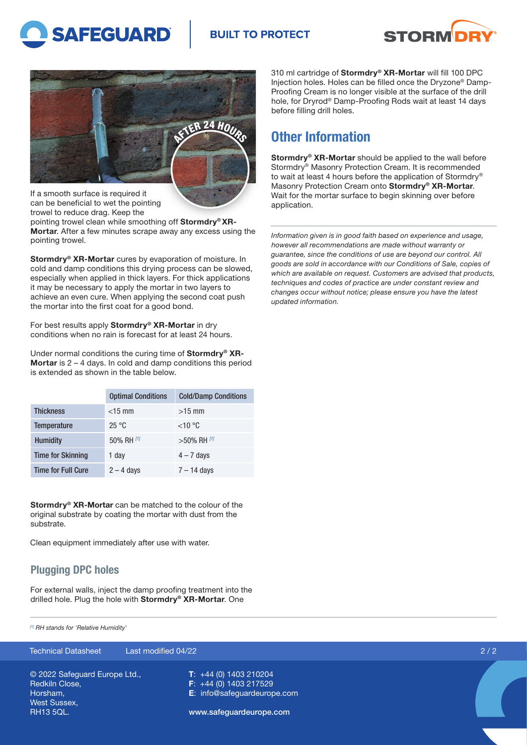If a smooth surface is required it can be beneficial to wet the pointing trowel to reduce drag. Keep the pointing trowel clean while smoothing off **Stormdry® XR-Mortar**. After a few minutes scrape away any excess using the pointing trowel.

**Stormdry® XR-Mortar** cures by evaporation of moisture. In cold and damp conditions this drying process can be slowed, especially when applied in thick layers. For thick applications it may be necessary to apply the mortar in two layers to achieve an even cure. When applying the second coat push the mortar into the first coat for a good bond.

For best results apply **Stormdry® XR-Mortar** in dry conditions when no rain is forecast for at least 24 hours.

Under normal conditions the curing time of **Stormdry® XR-Mortar** is 2 – 4 days. In cold and damp conditions this period is extended as shown in the table below.

| | Optimal Conditions | Cold/Damp Conditions |
|---|---|---|
| Thickness | <15 mm | >15 mm |
| Temperature | 25 °C | <10 °C |
| Humidity | 50% RH [1] | >50% RH [1] |
| Time for Skinning | 1 day | 4 – 7 days |
| Time for Full Cure | 2 – 4 days | 7 – 14 days |

**Stormdry® XR-Mortar** can be matched to the colour of the original substrate by coating the mortar with dust from the substrate.

Clean equipment immediately after use with water.

## Plugging DPC holes

For external walls, inject the damp proofing treatment into the drilled hole. Plug the hole with **Stormdry® XR-Mortar**. One 310 ml cartridge of **Stormdry® XR-Mortar** will fill 100 DPC Injection holes. Holes can be filled once the Dryzone® Damp-Proofing Cream is no longer visible at the surface of the drill hole, for Dryrod® Damp-Proofing Rods wait at least 14 days before filling drill holes.

## Other Information

**Stormdry® XR-Mortar** should be applied to the wall before Stormdry® Masonry Protection Cream. It is recommended to wait at least 4 hours before the application of Stormdry® Masonry Protection Cream onto **Stormdry® XR-Mortar**. Wait for the mortar surface to begin skinning over before application.

*Information given is in good faith based on experience and usage, however all recommendations are made without warranty or guarantee, since the conditions of use are beyond our control. All goods are sold in accordance with our Conditions of Sale, copies of which are available on request. Customers are advised that products, techniques and codes of practice are under constant review and changes occur without notice; please ensure you have the latest updated information.*

*[1] RH stands for 'Relative Humidity'*

Technical Datasheet Last modified 04/22

© 2022 Safeguard Europe Ltd.,
Redkiln Close,
Horsham,
West Sussex,
RH13 5QL.

**T**: +44 (0) 1403 210204
**F**: +44 (0) 1403 217529
**E**: info@safeguardeurope.com

www.safeguardeurope.com